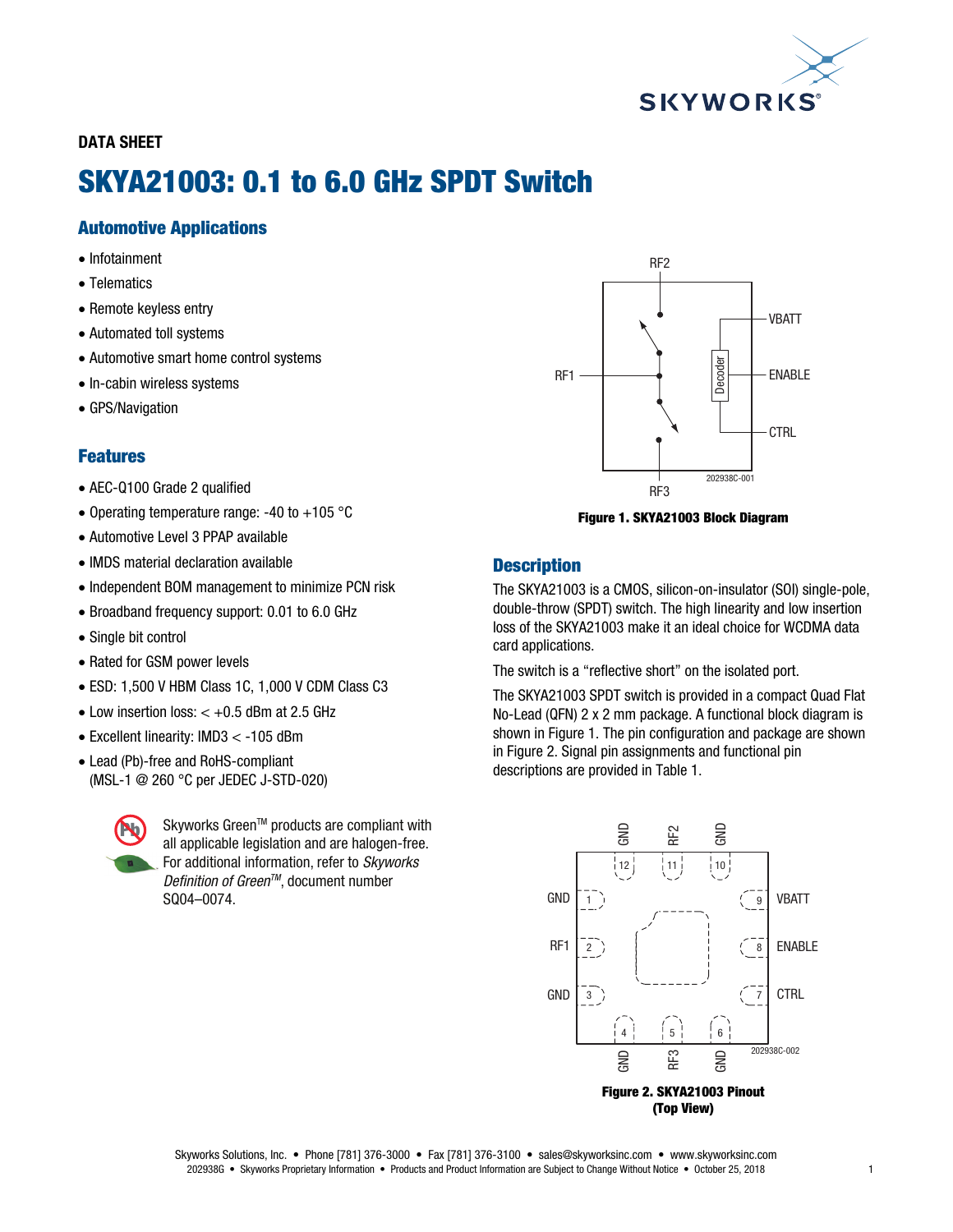DATA SHEET

# SKYA21003: 0.1 to 6.0 GHz SPDT Switch

## Automotive Applications

- Infotainment
- Telematics
- Remote keyless entry
- Automated toll systems
- Automotive smart home control systems
- In-cabin wireless systems
- GPS/Navigation

## Features

- AEC-Q100 Grade 2 qualified
- Operating temperature range: -40 to +105 °C
- Automotive Level 3 PPAP available
- IMDS material declaration available
- Independent BOM management to minimize PCN risk
- Broadband frequency support: 0.01 to 6.0 GHz
- Single bit control
- Rated for GSM power levels
- ESD: 1,500 V HBM Class 1C, 1,000 V CDM Class C3
- Low insertion loss: < +0.5 dBm at 2.5 GHz
- Excellent linearity: IMD3 < -105 dBm
- Lead (Pb)-free and RoHS-compliant (MSL-1 @ 260 °C per JEDEC J-STD-020)

Skyworks Green™ products are compliant with all applicable legislation and are halogen-free. For additional information, refer to *Skyworks Definition of Green™*, document number SQ04–0074.

**Figure 1. SKYA21003 Block Diagram**

## Description

The SKYA21003 is a CMOS, silicon-on-insulator (SOI) single-pole, double-throw (SPDT) switch. The high linearity and low insertion loss of the SKYA21003 make it an ideal choice for WCDMA data card applications.

The switch is a "reflective short" on the isolated port.

The SKYA21003 SPDT switch is provided in a compact Quad Flat No-Lead (QFN) 2 x 2 mm package. A functional block diagram is shown in Figure 1. The pin configuration and package are shown in Figure 2. Signal pin assignments and functional pin descriptions are provided in Table 1.

**Figure 2. SKYA21003 Pinout (Top View)**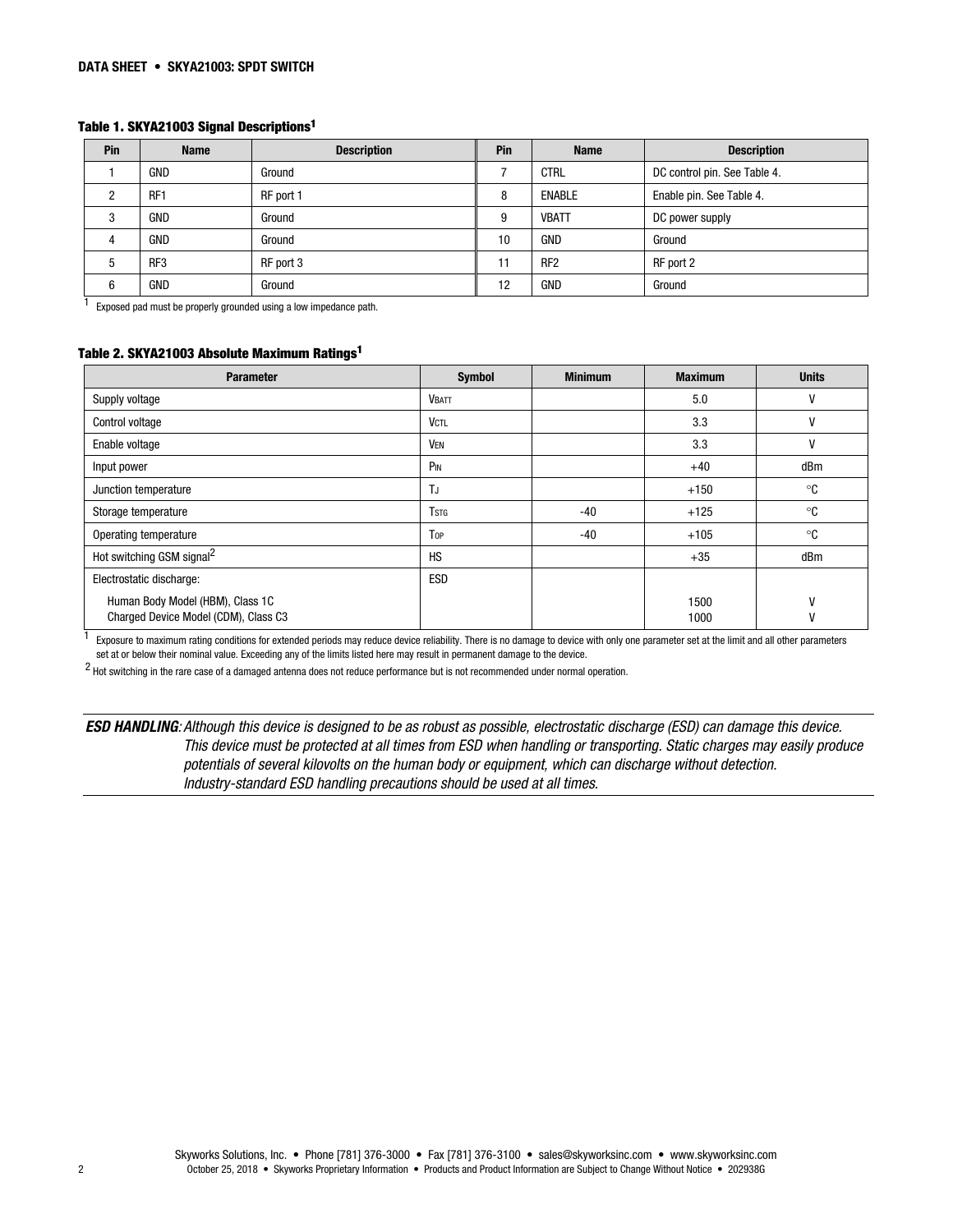**Table 1. SKYA21003 Signal Descriptions[1]**

| Pin | Name | Description | Pin | Name | Description |
|---|---|---|---|---|---|
| 1 | GND | Ground | 7 | CTRL | DC control pin. See Table 4. |
| 2 | RF1 | RF port 1 | 8 | ENABLE | Enable pin. See Table 4. |
| 3 | GND | Ground | 9 | VBATT | DC power supply |
| 4 | GND | Ground | 10 | GND | Ground |
| 5 | RF3 | RF port 3 | 11 | RF2 | RF port 2 |
| 6 | GND | Ground | 12 | GND | Ground |

[1] Exposed pad must be properly grounded using a low impedance path.

**Table 2. SKYA21003 Absolute Maximum Ratings[1]**

| Parameter | Symbol | Minimum | Maximum | Units |
|---|---|---|---|---|
| Supply voltage | $V_{BATT}$ | | 5.0 | V |
| Control voltage | $V_{CTL}$ | | 3.3 | V |
| Enable voltage | $V_{EN}$ | | 3.3 | V |
| Input power | $P_{IN}$ | | +40 | dBm |
| Junction temperature | $T_J$ | | +150 | °C |
| Storage temperature | $T_{STG}$ | -40 | +125 | °C |
| Operating temperature | $T_{OP}$ | -40 | +105 | °C |
| Hot switching GSM signal[2] | HS | | +35 | dBm |
| Electrostatic discharge: | ESD | | | |
| Human Body Model (HBM), Class 1C | | | 1500 | V |
| Charged Device Model (CDM), Class C3 | | | 1000 | V |

[1] Exposure to maximum rating conditions for extended periods may reduce device reliability. There is no damage to device with only one parameter set at the limit and all other parameters set at or below their nominal value. Exceeding any of the limits listed here may result in permanent damage to the device.

[2] Hot switching in the rare case of a damaged antenna does not reduce performance but is not recommended under normal operation.

***ESD HANDLING**: Although this device is designed to be as robust as possible, electrostatic discharge (ESD) can damage this device. This device must be protected at all times from ESD when handling or transporting. Static charges may easily produce potentials of several kilovolts on the human body or equipment, which can discharge without detection. Industry-standard ESD handling precautions should be used at all times.*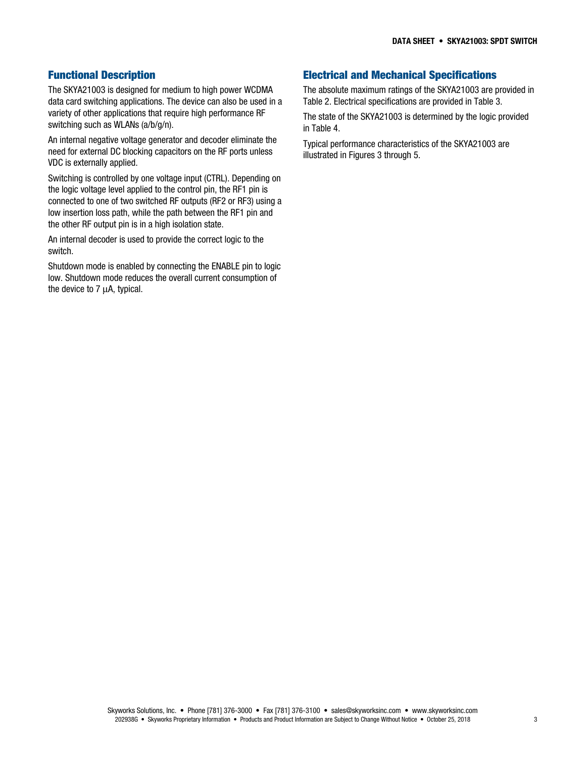## Functional Description

The SKYA21003 is designed for medium to high power WCDMA data card switching applications. The device can also be used in a variety of other applications that require high performance RF switching such as WLANs (a/b/g/n).

An internal negative voltage generator and decoder eliminate the need for external DC blocking capacitors on the RF ports unless VDC is externally applied.

Switching is controlled by one voltage input (CTRL). Depending on the logic voltage level applied to the control pin, the RF1 pin is connected to one of two switched RF outputs (RF2 or RF3) using a low insertion loss path, while the path between the RF1 pin and the other RF output pin is in a high isolation state.

An internal decoder is used to provide the correct logic to the switch.

Shutdown mode is enabled by connecting the ENABLE pin to logic low. Shutdown mode reduces the overall current consumption of the device to 7 μA, typical.

## Electrical and Mechanical Specifications

The absolute maximum ratings of the SKYA21003 are provided in Table 2. Electrical specifications are provided in Table 3.

The state of the SKYA21003 is determined by the logic provided in Table 4.

Typical performance characteristics of the SKYA21003 are illustrated in Figures 3 through 5.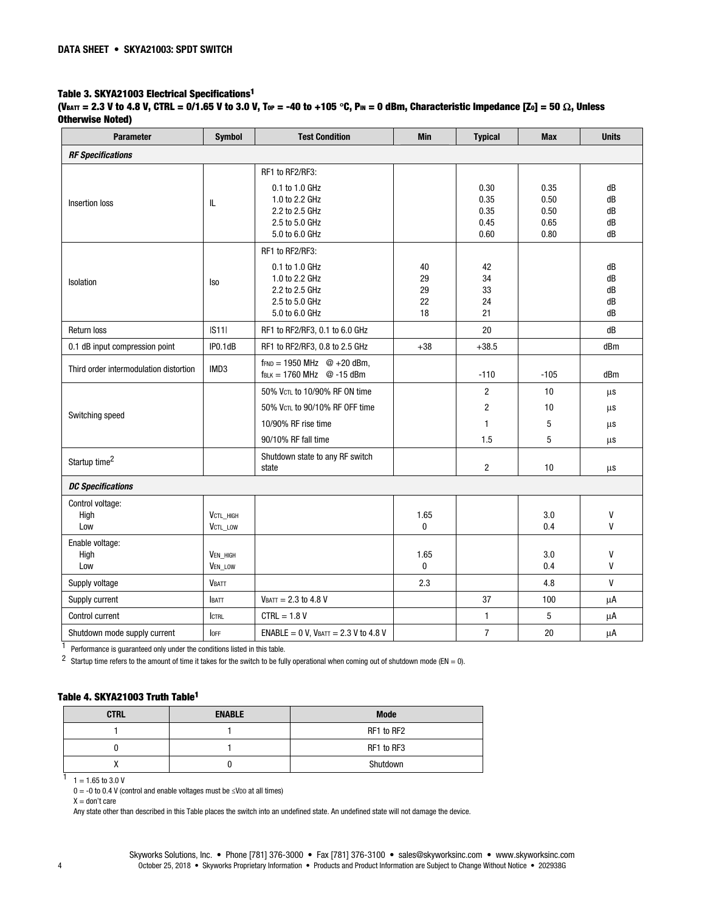### Table 3. SKYA21003 Electrical Specifications[1]

**($V_{BATT}$ = 2.3 V to 4.8 V, CTRL = 0/1.65 V to 3.0 V, $T_{OP}$ = -40 to +105 °C, $P_{IN}$ = 0 dBm, Characteristic Impedance [$Z_0$] = 50 Ω, Unless Otherwise Noted)**

| Parameter | Symbol | Test Condition | Min | Typical | Max | Units |
|---|---|---|---|---|---|---|
| ***RF Specifications*** | | | | | | |
| Insertion loss | IL | RF1 to RF2/RF3: | | | | |
| | | 0.1 to 1.0 GHz | | 0.30 | 0.35 | dB |
| | | 1.0 to 2.2 GHz | | 0.35 | 0.50 | dB |
| | | 2.2 to 2.5 GHz | | 0.35 | 0.50 | dB |
| | | 2.5 to 5.0 GHz | | 0.45 | 0.65 | dB |
| | | 5.0 to 6.0 GHz | | 0.60 | 0.80 | dB |
| Isolation | Iso | RF1 to RF2/RF3: | | | | |
| | | 0.1 to 1.0 GHz | 40 | 42 | | dB |
| | | 1.0 to 2.2 GHz | 29 | 34 | | dB |
| | | 2.2 to 2.5 GHz | 29 | 33 | | dB |
| | | 2.5 to 5.0 GHz | 22 | 24 | | dB |
| | | 5.0 to 6.0 GHz | 18 | 21 | | dB |
| Return loss | \|S11\| | RF1 to RF2/RF3, 0.1 to 6.0 GHz | | 20 | | dB |
| 0.1 dB input compression point | IP0.1dB | RF1 to RF2/RF3, 0.8 to 2.5 GHz | +38 | +38.5 | | dBm |
| Third order intermodulation distortion | IMD3 | $f_{FND}$ = 1950 MHz @ +20 dBm, $f_{BLK}$ = 1760 MHz @ -15 dBm | | -110 | -105 | dBm |
| Switching speed | | 50% $V_{CTL}$ to 10/90% RF ON time | | 2 | 10 | µs |
| | | 50% $V_{CTL}$ to 90/10% RF OFF time | | 2 | 10 | µs |
| | | 10/90% RF rise time | | 1 | 5 | µs |
| | | 90/10% RF fall time | | 1.5 | 5 | µs |
| Startup time[2] | | Shutdown state to any RF switch state | | 2 | 10 | µs |
| ***DC Specifications*** | | | | | | |
| Control voltage: | | | | | | |
| High | $V_{CTL\_HIGH}$ | | 1.65 | | 3.0 | V |
| Low | $V_{CTL\_LOW}$ | | 0 | | 0.4 | V |
| Enable voltage: | | | | | | |
| High | $V_{EN\_HIGH}$ | | 1.65 | | 3.0 | V |
| Low | $V_{EN\_LOW}$ | | 0 | | 0.4 | V |
| Supply voltage | $V_{BATT}$ | | 2.3 | | 4.8 | V |
| Supply current | $I_{BATT}$ | $V_{BATT}$ = 2.3 to 4.8 V | | 37 | 100 | µA |
| Control current | $I_{CTRL}$ | CTRL = 1.8 V | | 1 | 5 | µA |
| Shutdown mode supply current | $I_{OFF}$ | ENABLE = 0 V, $V_{BATT}$ = 2.3 V to 4.8 V | | 7 | 20 | µA |

[1] Performance is guaranteed only under the conditions listed in this table.

[2] Startup time refers to the amount of time it takes for the switch to be fully operational when coming out of shutdown mode (EN = 0).

### Table 4. SKYA21003 Truth Table[1]

| CTRL | ENABLE | Mode |
|---|---|---|
| 1 | 1 | RF1 to RF2 |
| 0 | 1 | RF1 to RF3 |
| X | 0 | Shutdown |

[1] 1 = 1.65 to 3.0 V

0 = -0 to 0.4 V (control and enable voltages must be ≤$V_{DD}$ at all times)

X = don't care

Any state other than described in this Table places the switch into an undefined state. An undefined state will not damage the device.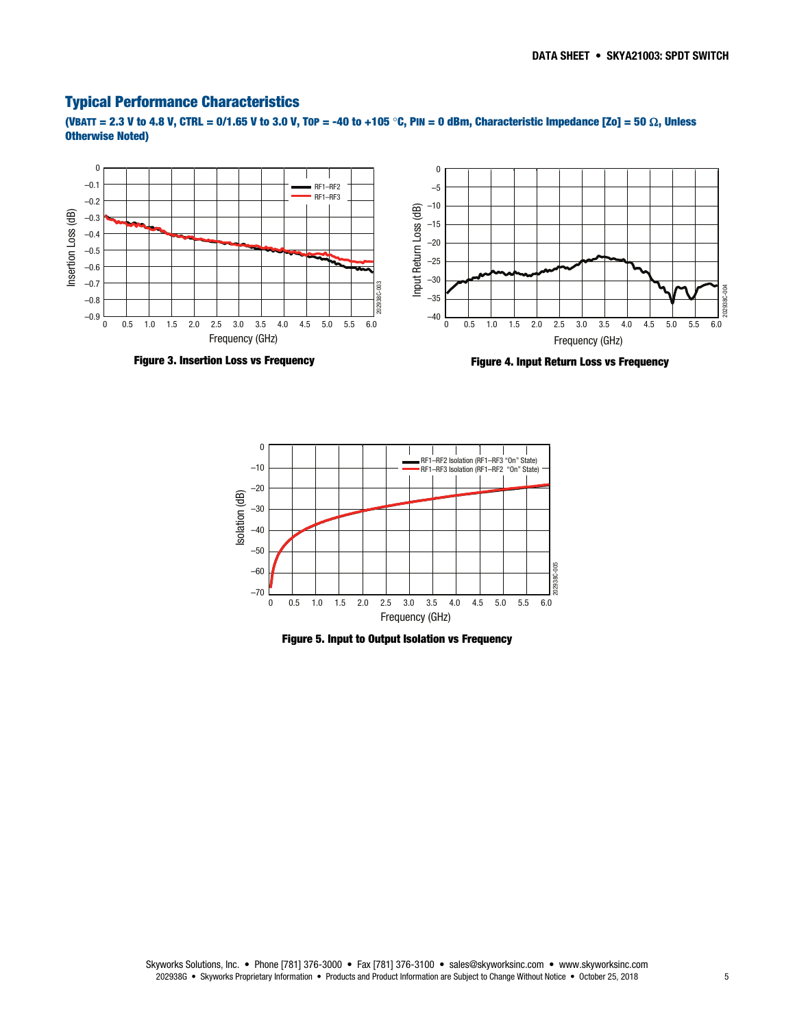## Typical Performance Characteristics

**($V_{BATT}$ = 2.3 V to 4.8 V, CTRL = 0/1.65 V to 3.0 V, $T_{OP}$ = -40 to +105 °C, $P_{IN}$ = 0 dBm, Characteristic Impedance [Zo] = 50 Ω, Unless Otherwise Noted)**

**Figure 3. Insertion Loss vs Frequency**

**Figure 4. Input Return Loss vs Frequency**

**Figure 5. Input to Output Isolation vs Frequency**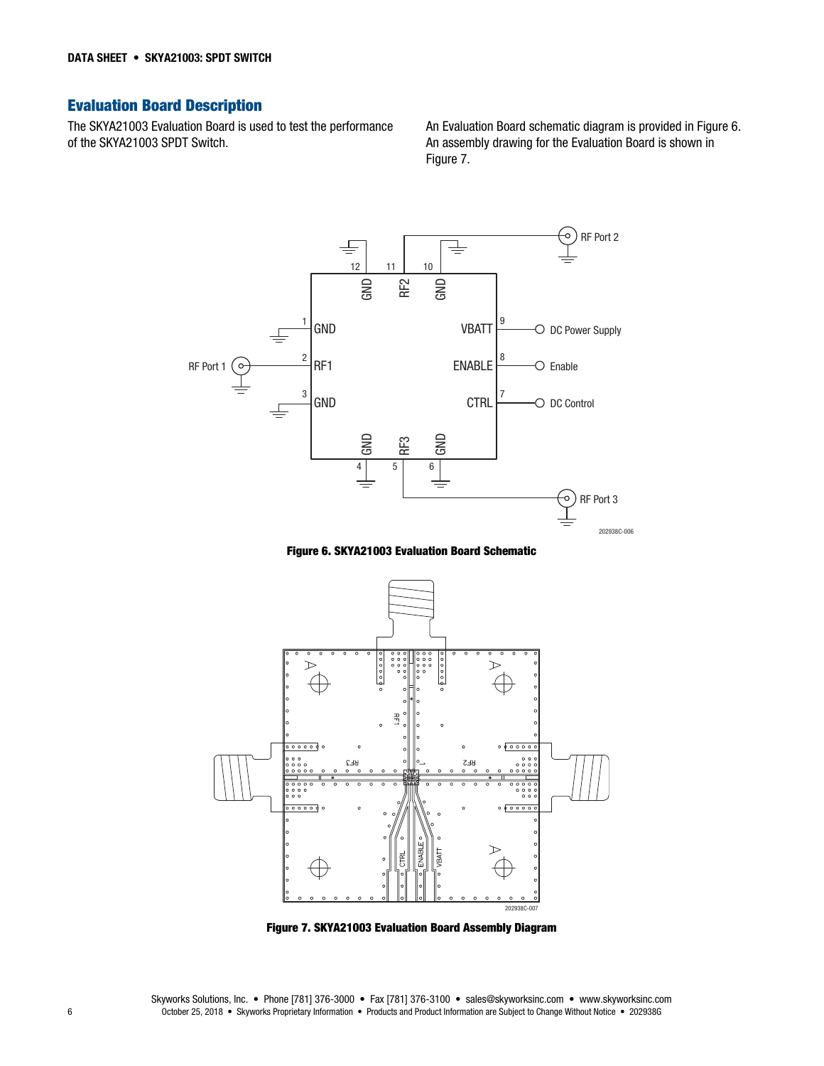## Evaluation Board Description

The SKYA21003 Evaluation Board is used to test the performance of the SKYA21003 SPDT Switch.

An Evaluation Board schematic diagram is provided in Figure 6. An assembly drawing for the Evaluation Board is shown in Figure 7.

**Figure 6. SKYA21003 Evaluation Board Schematic**

**Figure 7. SKYA21003 Evaluation Board Assembly Diagram**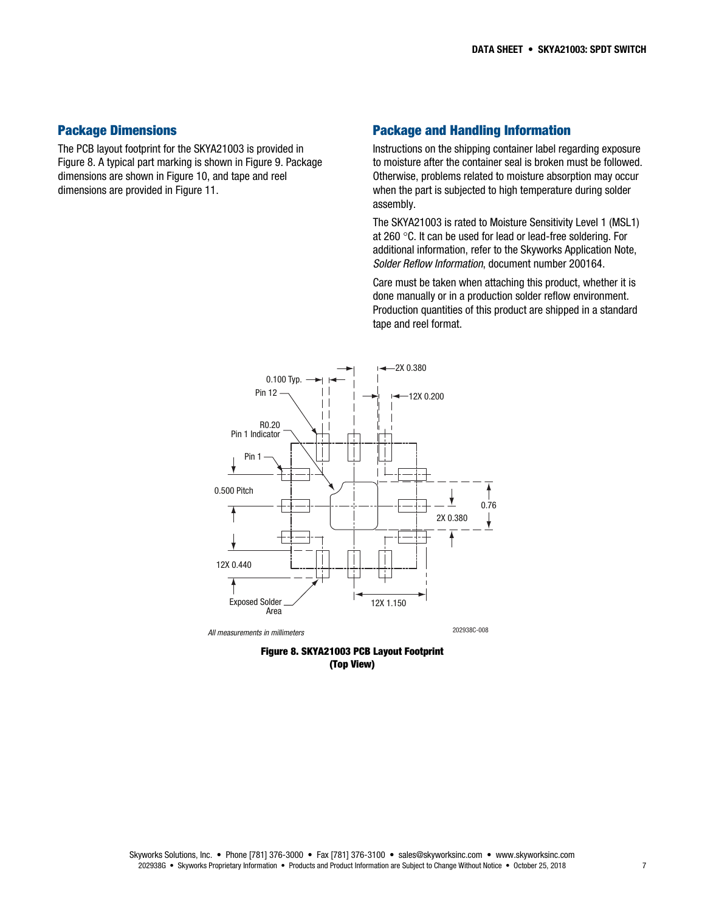## Package Dimensions

The PCB layout footprint for the SKYA21003 is provided in Figure 8. A typical part marking is shown in Figure 9. Package dimensions are shown in Figure 10, and tape and reel dimensions are provided in Figure 11.

## Package and Handling Information

Instructions on the shipping container label regarding exposure to moisture after the container seal is broken must be followed. Otherwise, problems related to moisture absorption may occur when the part is subjected to high temperature during solder assembly.

The SKYA21003 is rated to Moisture Sensitivity Level 1 (MSL1) at 260 °C. It can be used for lead or lead-free soldering. For additional information, refer to the Skyworks Application Note, *Solder Reflow Information*, document number 200164.

Care must be taken when attaching this product, whether it is done manually or in a production solder reflow environment. Production quantities of this product are shipped in a standard tape and reel format.

0.100 Typ.
2X 0.380
12X 0.200
Pin 12
R0.20
Pin 1 Indicator
Pin 1
0.500 Pitch
0.76
2X 0.380
12X 0.440
Exposed Solder Area
12X 1.150

*All measurements in millimeters*

202938C-008

**Figure 8. SKYA21003 PCB Layout Footprint (Top View)**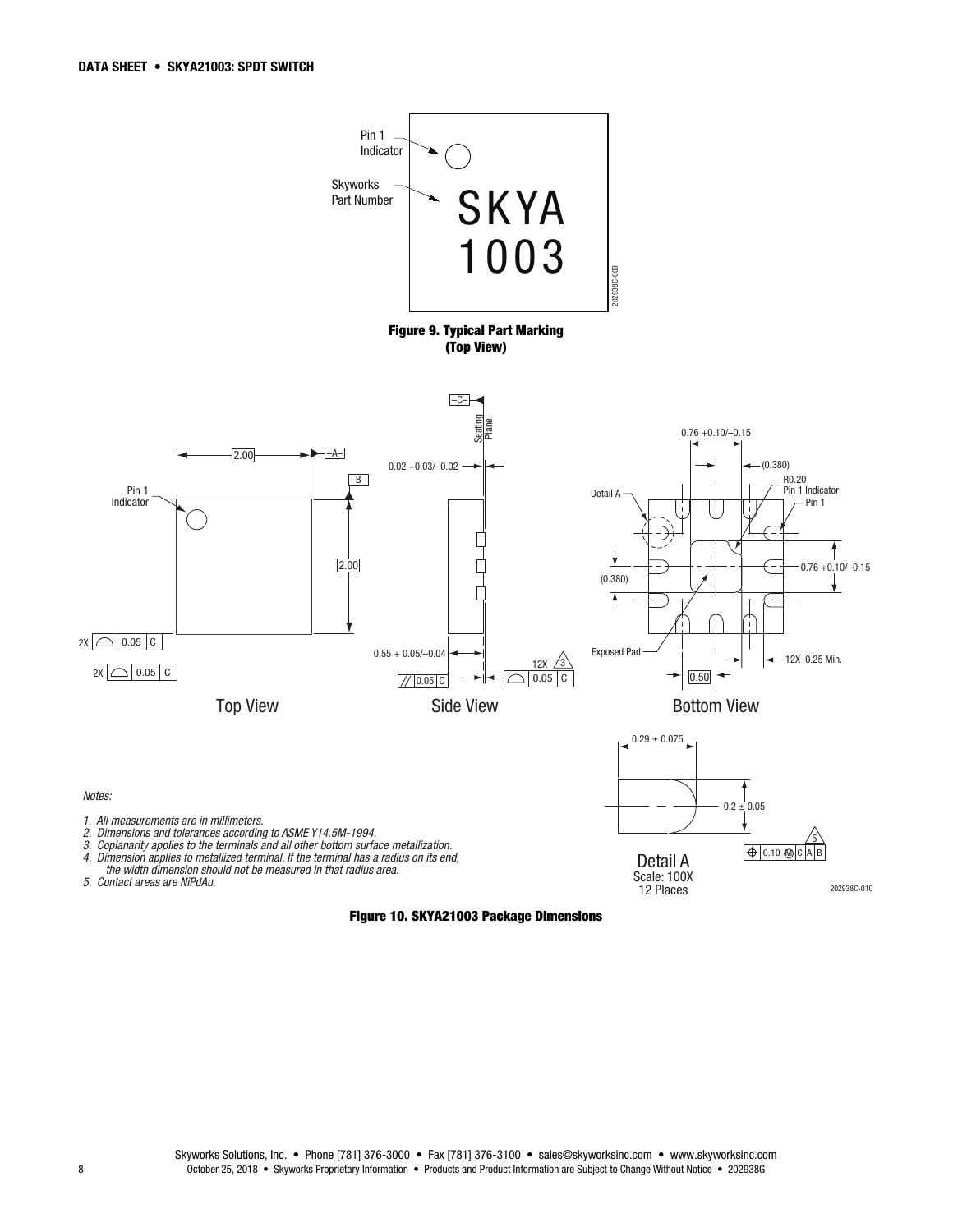Figure 9. Typical Part Marking (Top View)

Notes:

1. All measurements are in millimeters.
2. Dimensions and tolerances according to ASME Y14.5M-1994.
3. Coplanarity applies to the terminals and all other bottom surface metallization.
4. Dimension applies to metallized terminal. If the terminal has a radius on its end, the width dimension should not be measured in that radius area.
5. Contact areas are NiPdAu.

Figure 10. SKYA21003 Package Dimensions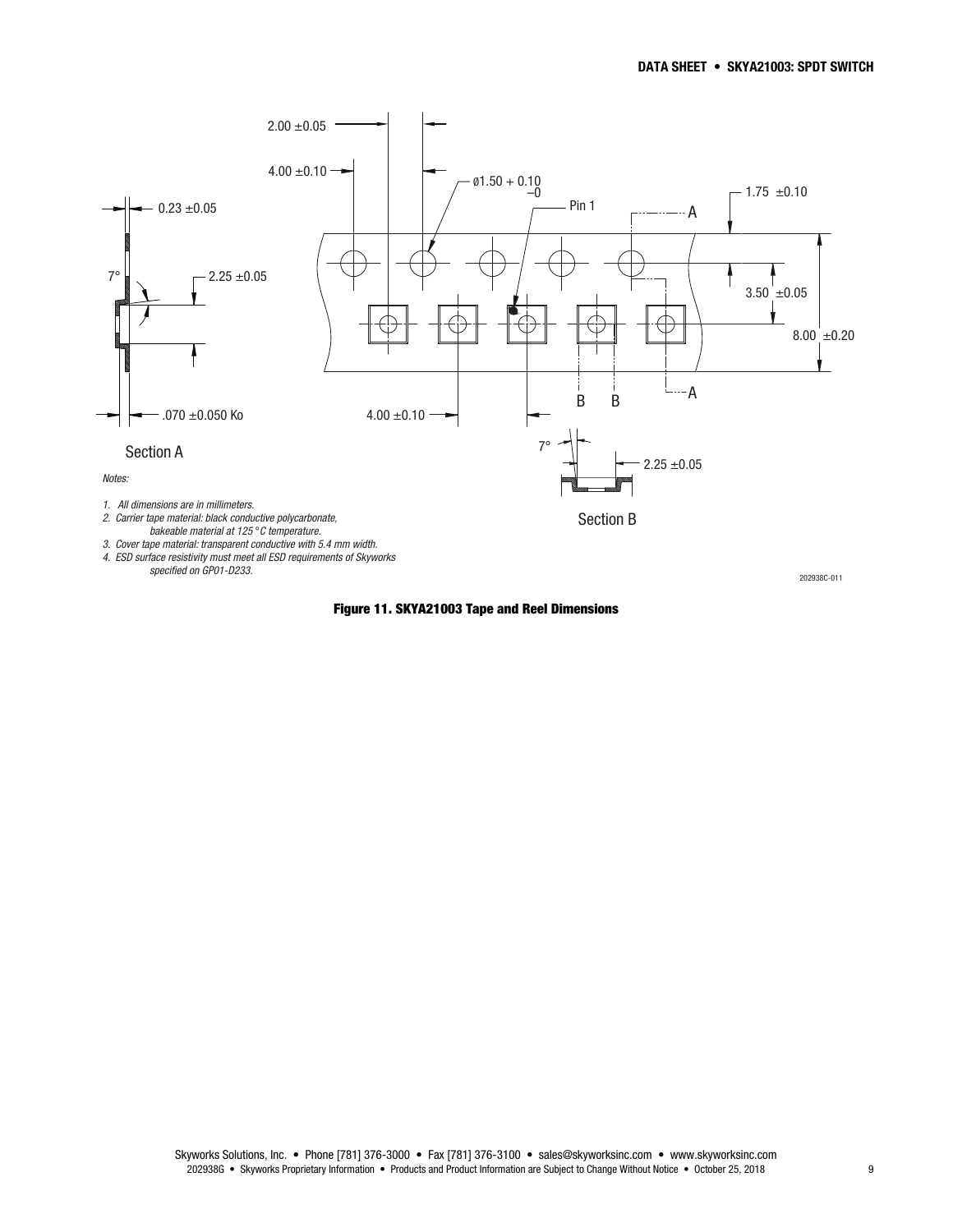Notes:

1. All dimensions are in millimeters.
2. Carrier tape material: black conductive polycarbonate, bakeable material at 125 °C temperature.
3. Cover tape material: transparent conductive with 5.4 mm width.
4. ESD surface resistivity must meet all ESD requirements of Skyworks specified on GP01-D233.

202938C-011

**Figure 11. SKYA21003 Tape and Reel Dimensions**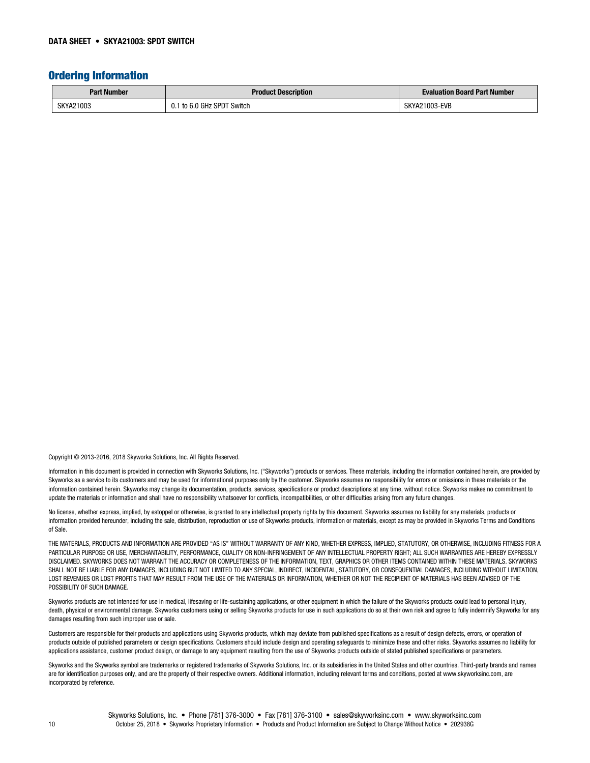## Ordering Information

| Part Number | Product Description | Evaluation Board Part Number |
|---|---|---|
| SKYA21003 | 0.1 to 6.0 GHz SPDT Switch | SKYA21003-EVB |

Copyright © 2013-2016, 2018 Skyworks Solutions, Inc. All Rights Reserved.

Information in this document is provided in connection with Skyworks Solutions, Inc. ("Skyworks") products or services. These materials, including the information contained herein, are provided by Skyworks as a service to its customers and may be used for informational purposes only by the customer. Skyworks assumes no responsibility for errors or omissions in these materials or the information contained herein. Skyworks may change its documentation, products, services, specifications or product descriptions at any time, without notice. Skyworks makes no commitment to update the materials or information and shall have no responsibility whatsoever for conflicts, incompatibilities, or other difficulties arising from any future changes.

No license, whether express, implied, by estoppel or otherwise, is granted to any intellectual property rights by this document. Skyworks assumes no liability for any materials, products or information provided hereunder, including the sale, distribution, reproduction or use of Skyworks products, information or materials, except as may be provided in Skyworks Terms and Conditions of Sale.

THE MATERIALS, PRODUCTS AND INFORMATION ARE PROVIDED "AS IS" WITHOUT WARRANTY OF ANY KIND, WHETHER EXPRESS, IMPLIED, STATUTORY, OR OTHERWISE, INCLUDING FITNESS FOR A PARTICULAR PURPOSE OR USE, MERCHANTABILITY, PERFORMANCE, QUALITY OR NON-INFRINGEMENT OF ANY INTELLECTUAL PROPERTY RIGHT; ALL SUCH WARRANTIES ARE HEREBY EXPRESSLY DISCLAIMED. SKYWORKS DOES NOT WARRANT THE ACCURACY OR COMPLETENESS OF THE INFORMATION, TEXT, GRAPHICS OR OTHER ITEMS CONTAINED WITHIN THESE MATERIALS. SKYWORKS SHALL NOT BE LIABLE FOR ANY DAMAGES, INCLUDING BUT NOT LIMITED TO ANY SPECIAL, INDIRECT, INCIDENTAL, STATUTORY, OR CONSEQUENTIAL DAMAGES, INCLUDING WITHOUT LIMITATION, LOST REVENUES OR LOST PROFITS THAT MAY RESULT FROM THE USE OF THE MATERIALS OR INFORMATION, WHETHER OR NOT THE RECIPIENT OF MATERIALS HAS BEEN ADVISED OF THE POSSIBILITY OF SUCH DAMAGE.

Skyworks products are not intended for use in medical, lifesaving or life-sustaining applications, or other equipment in which the failure of the Skyworks products could lead to personal injury, death, physical or environmental damage. Skyworks customers using or selling Skyworks products for use in such applications do so at their own risk and agree to fully indemnify Skyworks for any damages resulting from such improper use or sale.

Customers are responsible for their products and applications using Skyworks products, which may deviate from published specifications as a result of design defects, errors, or operation of products outside of published parameters or design specifications. Customers should include design and operating safeguards to minimize these and other risks. Skyworks assumes no liability for applications assistance, customer product design, or damage to any equipment resulting from the use of Skyworks products outside of stated published specifications or parameters.

Skyworks and the Skyworks symbol are trademarks or registered trademarks of Skyworks Solutions, Inc. or its subsidiaries in the United States and other countries. Third-party brands and names are for identification purposes only, and are the property of their respective owners. Additional information, including relevant terms and conditions, posted at www.skyworksinc.com, are incorporated by reference.